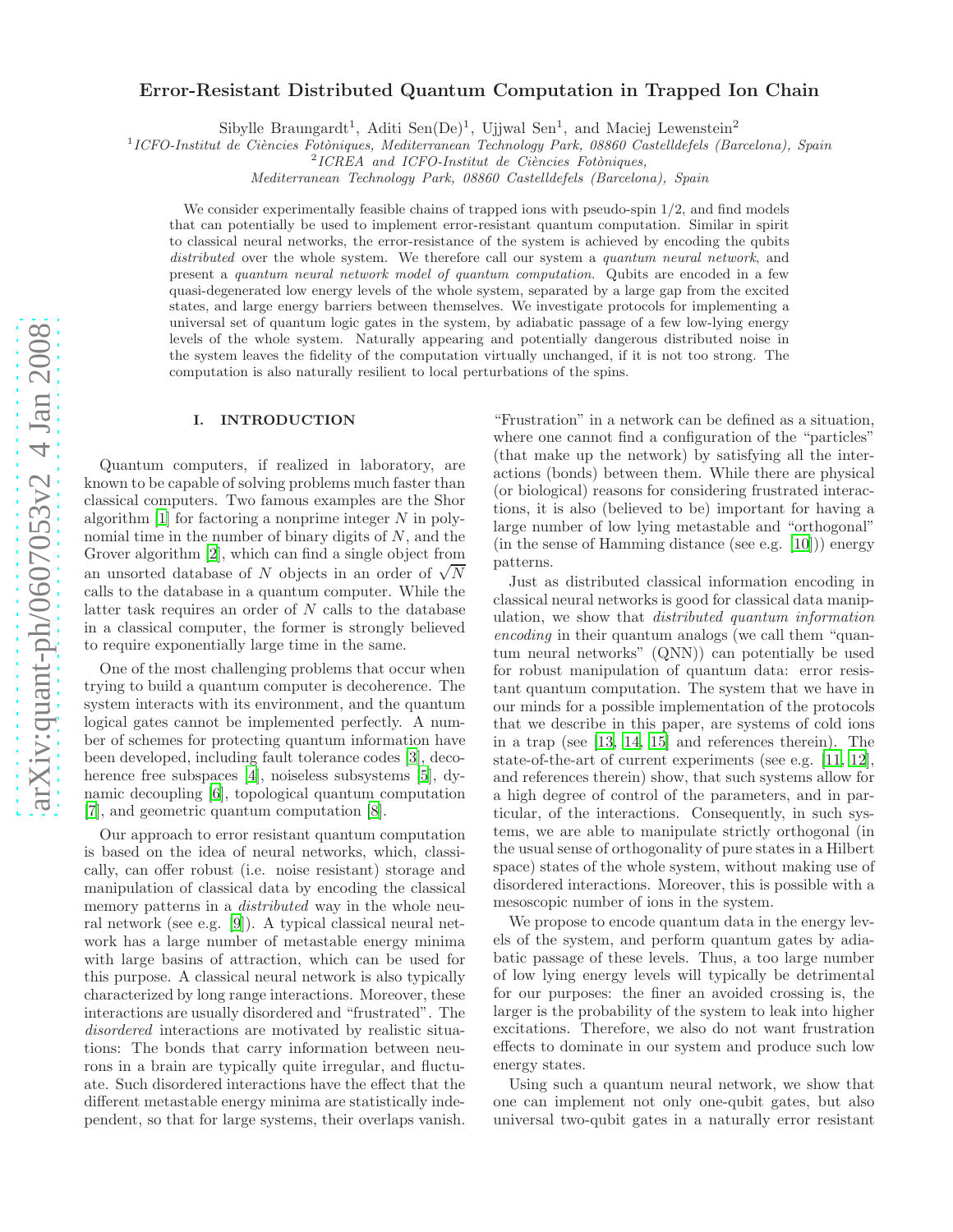# Error-Resistant Distributed Quantum Computation in Trapped Ion Chain

Sibylle Braungardt[1], Aditi Sen(De)[1], Ujjwal Sen[1], and Maciej Lewenstein[2]

[1]*ICFO-Institut de Ciències Fotòniques, Mediterranean Technology Park, 08860 Castelldefels (Barcelona), Spain*
[2]*ICREA and ICFO-Institut de Ciències Fotòniques, Mediterranean Technology Park, 08860 Castelldefels (Barcelona), Spain*

We consider experimentally feasible chains of trapped ions with pseudo-spin 1/2, and find models that can potentially be used to implement error-resistant quantum computation. Similar in spirit to classical neural networks, the error-resistance of the system is achieved by encoding the qubits *distributed* over the whole system. We therefore call our system a *quantum neural network*, and present a *quantum neural network model of quantum computation*. Qubits are encoded in a few quasi-degenerated low energy levels of the whole system, separated by a large gap from the excited states, and large energy barriers between themselves. We investigate protocols for implementing a universal set of quantum logic gates in the system, by adiabatic passage of a few low-lying energy levels of the whole system. Naturally appearing and potentially dangerous distributed noise in the system leaves the fidelity of the computation virtually unchanged, if it is not too strong. The computation is also naturally resilient to local perturbations of the spins.

## I. INTRODUCTION

Quantum computers, if realized in laboratory, are known to be capable of solving problems much faster than classical computers. Two famous examples are the Shor algorithm [1] for factoring a nonprime integer $N$ in polynomial time in the number of binary digits of $N$, and the Grover algorithm [2], which can find a single object from an unsorted database of $N$ objects in an order of $\sqrt{N}$ calls to the database in a quantum computer. While the latter task requires an order of $N$ calls to the database in a classical computer, the former is strongly believed to require exponentially large time in the same.

One of the most challenging problems that occur when trying to build a quantum computer is decoherence. The system interacts with its environment, and the quantum logical gates cannot be implemented perfectly. A number of schemes for protecting quantum information have been developed, including fault tolerance codes [3], decoherence free subspaces [4], noiseless subsystems [5], dynamic decoupling [6], topological quantum computation [7], and geometric quantum computation [8].

Our approach to error resistant quantum computation is based on the idea of neural networks, which, classically, can offer robust (i.e. noise resistant) storage and manipulation of classical data by encoding the classical memory patterns in a *distributed* way in the whole neural network (see e.g. [9]). A typical classical neural network has a large number of metastable energy minima with large basins of attraction, which can be used for this purpose. A classical neural network is also typically characterized by long range interactions. Moreover, these interactions are usually disordered and "frustrated". The *disordered* interactions are motivated by realistic situations: The bonds that carry information between neurons in a brain are typically quite irregular, and fluctuate. Such disordered interactions have the effect that the different metastable energy minima are statistically independent, so that for large systems, their overlaps vanish. "Frustration" in a network can be defined as a situation, where one cannot find a configuration of the "particles" (that make up the network) by satisfying all the interactions (bonds) between them. While there are physical (or biological) reasons for considering frustrated interactions, it is also (believed to be) important for having a large number of low lying metastable and "orthogonal" (in the sense of Hamming distance (see e.g. [10])) energy patterns.

Just as distributed classical information encoding in classical neural networks is good for classical data manipulation, we show that *distributed quantum information encoding* in their quantum analogs (we call them "quantum neural networks" (QNN)) can potentially be used for robust manipulation of quantum data: error resistant quantum computation. The system that we have in our minds for a possible implementation of the protocols that we describe in this paper, are systems of cold ions in a trap (see [13, 14, 15] and references therein). The state-of-the-art of current experiments (see e.g. [11, 12], and references therein) show, that such systems allow for a high degree of control of the parameters, and in particular, of the interactions. Consequently, in such systems, we are able to manipulate strictly orthogonal (in the usual sense of orthogonality of pure states in a Hilbert space) states of the whole system, without making use of disordered interactions. Moreover, this is possible with a mesoscopic number of ions in the system.

We propose to encode quantum data in the energy levels of the system, and perform quantum gates by adiabatic passage of these levels. Thus, a too large number of low lying energy levels will typically be detrimental for our purposes: the finer an avoided crossing is, the larger is the probability of the system to leak into higher excitations. Therefore, we also do not want frustration effects to dominate in our system and produce such low energy states.

Using such a quantum neural network, we show that one can implement not only one-qubit gates, but also universal two-qubit gates in a naturally error resistant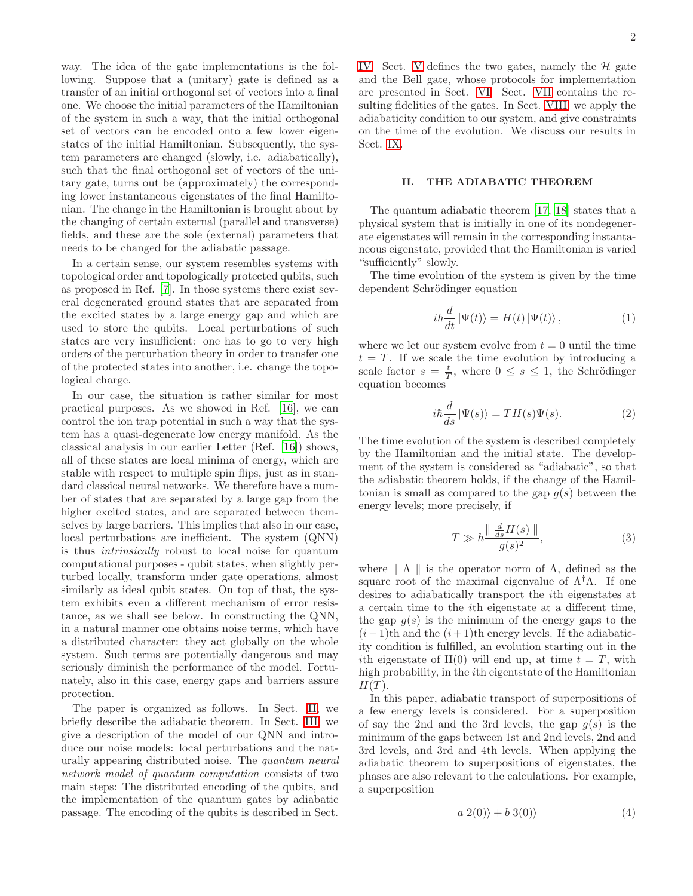way. The idea of the gate implementations is the following. Suppose that a (unitary) gate is defined as a transfer of an initial orthogonal set of vectors into a final one. We choose the initial parameters of the Hamiltonian of the system in such a way, that the initial orthogonal set of vectors can be encoded onto a few lower eigenstates of the initial Hamiltonian. Subsequently, the system parameters are changed (slowly, i.e. adiabatically), such that the final orthogonal set of vectors of the unitary gate, turns out be (approximately) the corresponding lower instantaneous eigenstates of the final Hamiltonian. The change in the Hamiltonian is brought about by the changing of certain external (parallel and transverse) fields, and these are the sole (external) parameters that needs to be changed for the adiabatic passage.

In a certain sense, our system resembles systems with topological order and topologically protected qubits, such as proposed in Ref. [7]. In those systems there exist several degenerated ground states that are separated from the excited states by a large energy gap and which are used to store the qubits. Local perturbations of such states are very insufficient: one has to go to very high orders of the perturbation theory in order to transfer one of the protected states into another, i.e. change the topological charge.

In our case, the situation is rather similar for most practical purposes. As we showed in Ref. [16], we can control the ion trap potential in such a way that the system has a quasi-degenerate low energy manifold. As the classical analysis in our earlier Letter (Ref. [16]) shows, all of these states are local minima of energy, which are stable with respect to multiple spin flips, just as in standard classical neural networks. We therefore have a number of states that are separated by a large gap from the higher excited states, and are separated between themselves by large barriers. This implies that also in our case, local perturbations are inefficient. The system (QNN) is thus *intrinsically* robust to local noise for quantum computational purposes - qubit states, when slightly perturbed locally, transform under gate operations, almost similarly as ideal qubit states. On top of that, the system exhibits even a different mechanism of error resistance, as we shall see below. In constructing the QNN, in a natural manner one obtains noise terms, which have a distributed character: they act globally on the whole system. Such terms are potentially dangerous and may seriously diminish the performance of the model. Fortunately, also in this case, energy gaps and barriers assure protection.

The paper is organized as follows. In Sect. II, we briefly describe the adiabatic theorem. In Sect. III, we give a description of the model of our QNN and introduce our noise models: local perturbations and the naturally appearing distributed noise. The *quantum neural network model of quantum computation* consists of two main steps: The distributed encoding of the qubits, and the implementation of the quantum gates by adiabatic passage. The encoding of the qubits is described in Sect. IV. Sect. V defines the two gates, namely the $\mathcal{H}$ gate and the Bell gate, whose protocols for implementation are presented in Sect. VI. Sect. VII contains the resulting fidelities of the gates. In Sect. VIII, we apply the adiabaticity condition to our system, and give constraints on the time of the evolution. We discuss our results in Sect. IX.

## II. THE ADIABATIC THEOREM

The quantum adiabatic theorem [17, 18] states that a physical system that is initially in one of its nondegenerate eigenstates will remain in the corresponding instantaneous eigenstate, provided that the Hamiltonian is varied "sufficiently" slowly.

The time evolution of the system is given by the time dependent Schrödinger equation

$$i\hbar\frac{d}{dt}\left|\Psi(t)\right\rangle = H(t)\left|\Psi(t)\right\rangle, \tag{1}$$

where we let our system evolve from $t = 0$ until the time $t = T$. If we scale the time evolution by introducing a scale factor $s = \frac{t}{T}$, where $0 \leq s \leq 1$, the Schrödinger equation becomes

$$i\hbar\frac{d}{ds}\left|\Psi(s)\right\rangle = TH(s)\Psi(s). \tag{2}$$

The time evolution of the system is described completely by the Hamiltonian and the initial state. The development of the system is considered as "adiabatic", so that the adiabatic theorem holds, if the change of the Hamiltonian is small as compared to the gap $g(s)$ between the energy levels; more precisely, if

$$T \gg \hbar\frac{\parallel \frac{d}{ds}H(s) \parallel}{g(s)^2}, \tag{3}$$

where $\parallel \Lambda \parallel$ is the operator norm of $\Lambda$, defined as the square root of the maximal eigenvalue of $\Lambda^{\dagger}\Lambda$. If one desires to adiabatically transport the $i$th eigenstates at a certain time to the $i$th eigenstate at a different time, the gap $g(s)$ is the minimum of the energy gaps to the $(i-1)$th and the $(i+1)$th energy levels. If the adiabaticity condition is fulfilled, an evolution starting out in the $i$th eigenstate of H(0) will end up, at time $t = T$, with high probability, in the $i$th eigentstate of the Hamiltonian $H(T)$.

In this paper, adiabatic transport of superpositions of a few energy levels is considered. For a superposition of say the 2nd and the 3rd levels, the gap $g(s)$ is the minimum of the gaps between 1st and 2nd levels, 2nd and 3rd levels, and 3rd and 4th levels. When applying the adiabatic theorem to superpositions of eigenstates, the phases are also relevant to the calculations. For example, a superposition

$$a|2(0)\rangle + b|3(0)\rangle \tag{4}$$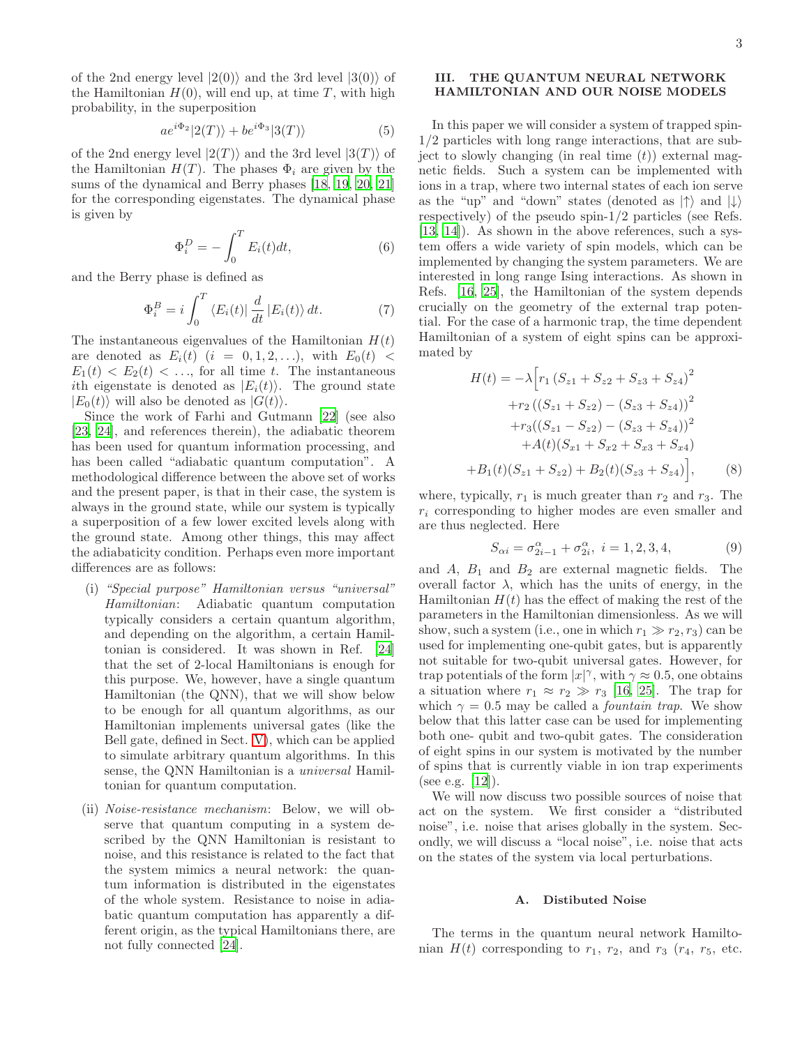of the 2nd energy level $|2(0)\rangle$ and the 3rd level $|3(0)\rangle$ of the Hamiltonian $H(0)$, will end up, at time $T$, with high probability, in the superposition

$$ae^{i\Phi_2}|2(T)\rangle + be^{i\Phi_3}|3(T)\rangle \tag{5}$$

of the 2nd energy level $|2(T)\rangle$ and the 3rd level $|3(T)\rangle$ of the Hamiltonian $H(T)$. The phases $\Phi_i$ are given by the sums of the dynamical and Berry phases [18, 19, 20, 21] for the corresponding eigenstates. The dynamical phase is given by

$$\Phi_i^D = -\int_0^T E_i(t)dt, \tag{6}$$

and the Berry phase is defined as

$$\Phi_i^B = i\int_0^T \langle E_i(t)| \frac{d}{dt} |E_i(t)\rangle \, dt. \tag{7}$$

The instantaneous eigenvalues of the Hamiltonian $H(t)$ are denoted as $E_i(t)$ $(i = 0, 1, 2, \ldots)$, with $E_0(t) < E_1(t) < E_2(t) < \ldots$, for all time $t$. The instantaneous $i$th eigenstate is denoted as $|E_i(t)\rangle$. The ground state $|E_0(t)\rangle$ will also be denoted as $|G(t)\rangle$.

Since the work of Farhi and Gutmann [22] (see also [23, 24], and references therein), the adiabatic theorem has been used for quantum information processing, and has been called "adiabatic quantum computation". A methodological difference between the above set of works and the present paper, is that in their case, the system is always in the ground state, while our system is typically a superposition of a few lower excited levels along with the ground state. Among other things, this may affect the adiabaticity condition. Perhaps even more important differences are as follows:

(i) *"Special purpose" Hamiltonian versus "universal" Hamiltonian*: Adiabatic quantum computation typically considers a certain quantum algorithm, and depending on the algorithm, a certain Hamiltonian is considered. It was shown in Ref. [24] that the set of 2-local Hamiltonians is enough for this purpose. We, however, have a single quantum Hamiltonian (the QNN), that we will show below to be enough for all quantum algorithms, as our Hamiltonian implements universal gates (like the Bell gate, defined in Sect. V), which can be applied to simulate arbitrary quantum algorithms. In this sense, the QNN Hamiltonian is a *universal* Hamiltonian for quantum computation.

(ii) *Noise-resistance mechanism*: Below, we will observe that quantum computing in a system described by the QNN Hamiltonian is resistant to noise, and this resistance is related to the fact that the system mimics a neural network: the quantum information is distributed in the eigenstates of the whole system. Resistance to noise in adiabatic quantum computation has apparently a different origin, as the typical Hamiltonians there, are not fully connected [24].

## III. THE QUANTUM NEURAL NETWORK HAMILTONIAN AND OUR NOISE MODELS

In this paper we will consider a system of trapped spin-1/2 particles with long range interactions, that are subject to slowly changing (in real time $(t)$) external magnetic fields. Such a system can be implemented with ions in a trap, where two internal states of each ion serve as the "up" and "down" states (denoted as $|\uparrow\rangle$ and $|\downarrow\rangle$ respectively) of the pseudo spin-1/2 particles (see Refs. [13, 14]). As shown in the above references, such a system offers a wide variety of spin models, which can be implemented by changing the system parameters. We are interested in long range Ising interactions. As shown in Refs. [16, 25], the Hamiltonian of the system depends crucially on the geometry of the external trap potential. For the case of a harmonic trap, the time dependent Hamiltonian of a system of eight spins can be approximated by

$$\begin{aligned}
H(t) = -\lambda\Big[ & r_1\left(S_{z1}+S_{z2}+S_{z3}+S_{z4}\right)^2 \\
& +r_2\left((S_{z1}+S_{z2})-(S_{z3}+S_{z4})\right)^2 \\
& +r_3((S_{z1}-S_{z2})-(S_{z3}+S_{z4}))^2 \\
& +A(t)(S_{x1}+S_{x2}+S_{x3}+S_{x4}) \\
& +B_1(t)(S_{z1}+S_{z2})+B_2(t)(S_{z3}+S_{z4})\Big],
\end{aligned} \tag{8}$$

where, typically, $r_1$ is much greater than $r_2$ and $r_3$. The $r_i$ corresponding to higher modes are even smaller and are thus neglected. Here

$$S_{\alpha i} = \sigma^{\alpha}_{2i-1} + \sigma^{\alpha}_{2i}, \; i = 1, 2, 3, 4, \tag{9}$$

and $A$, $B_1$ and $B_2$ are external magnetic fields. The overall factor $\lambda$, which has the units of energy, in the Hamiltonian $H(t)$ has the effect of making the rest of the parameters in the Hamiltonian dimensionless. As we will show, such a system (i.e., one in which $r_1 \gg r_2, r_3$) can be used for implementing one-qubit gates, but is apparently not suitable for two-qubit universal gates. However, for trap potentials of the form $|x|^{\gamma}$, with $\gamma \approx 0.5$, one obtains a situation where $r_1 \approx r_2 \gg r_3$ [16, 25]. The trap for which $\gamma = 0.5$ may be called a *fountain trap*. We show below that this latter case can be used for implementing both one- qubit and two-qubit gates. The consideration of eight spins in our system is motivated by the number of spins that is currently viable in ion trap experiments (see e.g. [12]).

We will now discuss two possible sources of noise that act on the system. We first consider a "distributed noise", i.e. noise that arises globally in the system. Secondly, we will discuss a "local noise", i.e. noise that acts on the states of the system via local perturbations.

### A. Distibuted Noise

The terms in the quantum neural network Hamiltonian $H(t)$ corresponding to $r_1$, $r_2$, and $r_3$ ($r_4$, $r_5$, etc.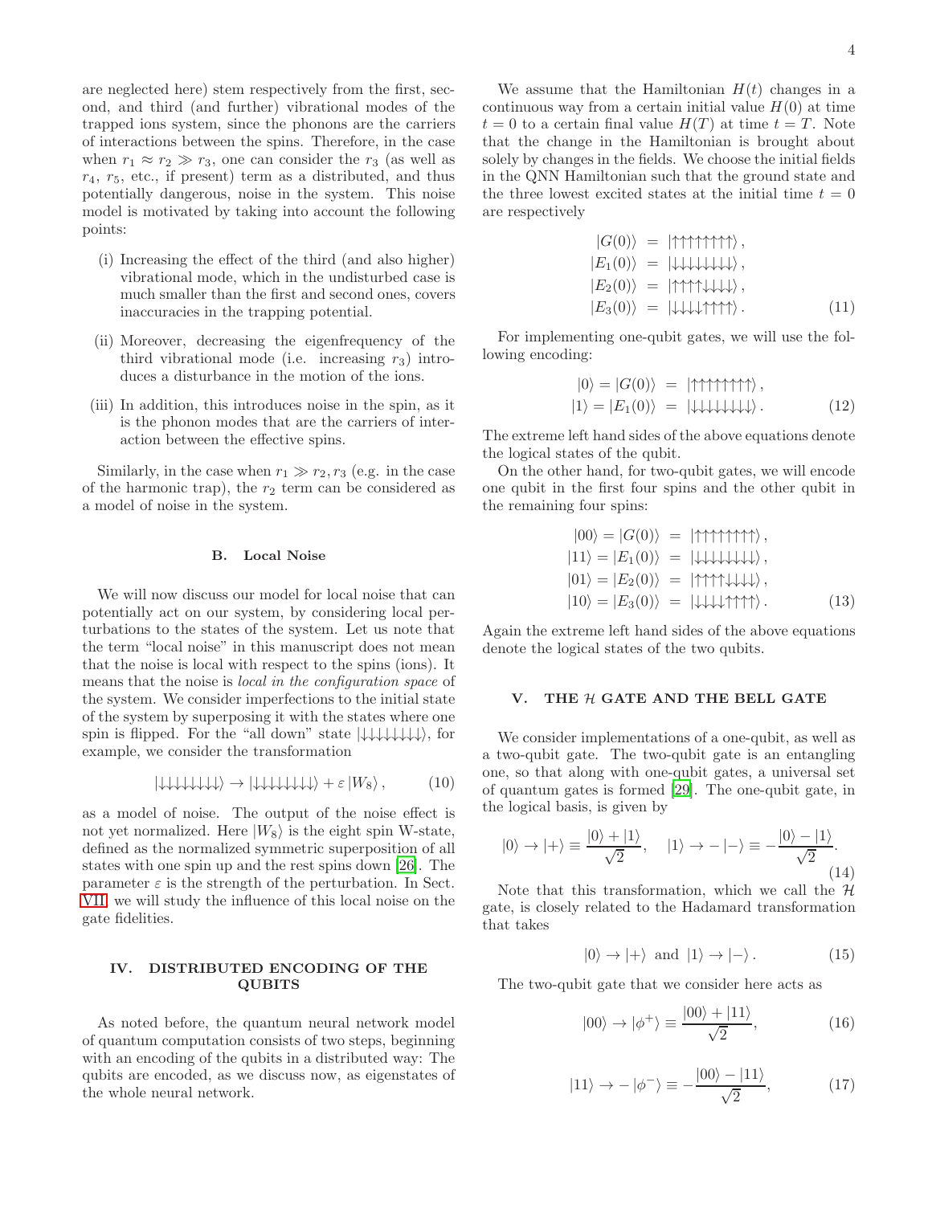are neglected here) stem respectively from the first, second, and third (and further) vibrational modes of the trapped ions system, since the phonons are the carriers of interactions between the spins. Therefore, in the case when $r_1 \approx r_2 \gg r_3$, one can consider the $r_3$ (as well as $r_4$, $r_5$, etc., if present) term as a distributed, and thus potentially dangerous, noise in the system. This noise model is motivated by taking into account the following points:

(i) Increasing the effect of the third (and also higher) vibrational mode, which in the undisturbed case is much smaller than the first and second ones, covers inaccuracies in the trapping potential.

(ii) Moreover, decreasing the eigenfrequency of the third vibrational mode (i.e. increasing $r_3$) introduces a disturbance in the motion of the ions.

(iii) In addition, this introduces noise in the spin, as it is the phonon modes that are the carriers of interaction between the effective spins.

Similarly, in the case when $r_1 \gg r_2, r_3$ (e.g. in the case of the harmonic trap), the $r_2$ term can be considered as a model of noise in the system.

### B. Local Noise

We will now discuss our model for local noise that can potentially act on our system, by considering local perturbations to the states of the system. Let us note that the term "local noise" in this manuscript does not mean that the noise is local with respect to the spins (ions). It means that the noise is *local in the configuration space* of the system. We consider imperfections to the initial state of the system by superposing it with the states where one spin is flipped. For the "all down" state $|{\downarrow\downarrow\downarrow\downarrow\downarrow\downarrow\downarrow\downarrow}\rangle$, for example, we consider the transformation

$$|{\downarrow\downarrow\downarrow\downarrow\downarrow\downarrow\downarrow\downarrow}\rangle \rightarrow |{\downarrow\downarrow\downarrow\downarrow\downarrow\downarrow\downarrow\downarrow}\rangle + \varepsilon\, |W_8\rangle\,, \tag{10}$$

as a model of noise. The output of the noise effect is not yet normalized. Here $|W_8\rangle$ is the eight spin W-state, defined as the normalized symmetric superposition of all states with one spin up and the rest spins down [26]. The parameter $\varepsilon$ is the strength of the perturbation. In Sect. VII we will study the influence of this local noise on the gate fidelities.

## IV. DISTRIBUTED ENCODING OF THE QUBITS

As noted before, the quantum neural network model of quantum computation consists of two steps, beginning with an encoding of the qubits in a distributed way: The qubits are encoded, as we discuss now, as eigenstates of the whole neural network.

We assume that the Hamiltonian $H(t)$ changes in a continuous way from a certain initial value $H(0)$ at time $t = 0$ to a certain final value $H(T)$ at time $t = T$. Note that the change in the Hamiltonian is brought about solely by changes in the fields. We choose the initial fields in the QNN Hamiltonian such that the ground state and the three lowest excited states at the initial time $t = 0$ are respectively

$$\begin{aligned}
|G(0)\rangle &= |{\uparrow\uparrow\uparrow\uparrow\uparrow\uparrow\uparrow\uparrow}\rangle\,, \\
|E_1(0)\rangle &= |{\downarrow\downarrow\downarrow\downarrow\downarrow\downarrow\downarrow\downarrow}\rangle\,, \\
|E_2(0)\rangle &= |{\uparrow\uparrow\uparrow\uparrow\downarrow\downarrow\downarrow\downarrow}\rangle\,, \\
|E_3(0)\rangle &= |{\downarrow\downarrow\downarrow\downarrow\uparrow\uparrow\uparrow\uparrow}\rangle\,.
\end{aligned} \tag{11}$$

For implementing one-qubit gates, we will use the following encoding:

$$\begin{aligned}
|0\rangle = |G(0)\rangle &= |{\uparrow\uparrow\uparrow\uparrow\uparrow\uparrow\uparrow\uparrow}\rangle\,, \\
|1\rangle = |E_1(0)\rangle &= |{\downarrow\downarrow\downarrow\downarrow\downarrow\downarrow\downarrow\downarrow}\rangle\,.
\end{aligned} \tag{12}$$

The extreme left hand sides of the above equations denote the logical states of the qubit.

On the other hand, for two-qubit gates, we will encode one qubit in the first four spins and the other qubit in the remaining four spins:

$$\begin{aligned}
|00\rangle = |G(0)\rangle &= |{\uparrow\uparrow\uparrow\uparrow\uparrow\uparrow\uparrow\uparrow}\rangle\,, \\
|11\rangle = |E_1(0)\rangle &= |{\downarrow\downarrow\downarrow\downarrow\downarrow\downarrow\downarrow\downarrow}\rangle\,, \\
|01\rangle = |E_2(0)\rangle &= |{\uparrow\uparrow\uparrow\uparrow\downarrow\downarrow\downarrow\downarrow}\rangle\,, \\
|10\rangle = |E_3(0)\rangle &= |{\downarrow\downarrow\downarrow\downarrow\uparrow\uparrow\uparrow\uparrow}\rangle\,.
\end{aligned} \tag{13}$$

Again the extreme left hand sides of the above equations denote the logical states of the two qubits.

## V. THE $\mathcal{H}$ GATE AND THE BELL GATE

We consider implementations of a one-qubit, as well as a two-qubit gate. The two-qubit gate is an entangling one, so that along with one-qubit gates, a universal set of quantum gates is formed [29]. The one-qubit gate, in the logical basis, is given by

$$|0\rangle \rightarrow |+\rangle \equiv \frac{|0\rangle + |1\rangle}{\sqrt{2}}, \quad |1\rangle \rightarrow -|-\rangle \equiv -\frac{|0\rangle - |1\rangle}{\sqrt{2}}. \tag{14}$$

Note that this transformation, which we call the $\mathcal{H}$ gate, is closely related to the Hadamard transformation that takes

$$|0\rangle \rightarrow |+\rangle \text{ and } |1\rangle \rightarrow |-\rangle\,. \tag{15}$$

The two-qubit gate that we consider here acts as

$$|00\rangle \rightarrow |\phi^+\rangle \equiv \frac{|00\rangle + |11\rangle}{\sqrt{2}}, \tag{16}$$

$$|11\rangle \rightarrow -|\phi^-\rangle \equiv -\frac{|00\rangle - |11\rangle}{\sqrt{2}}, \tag{17}$$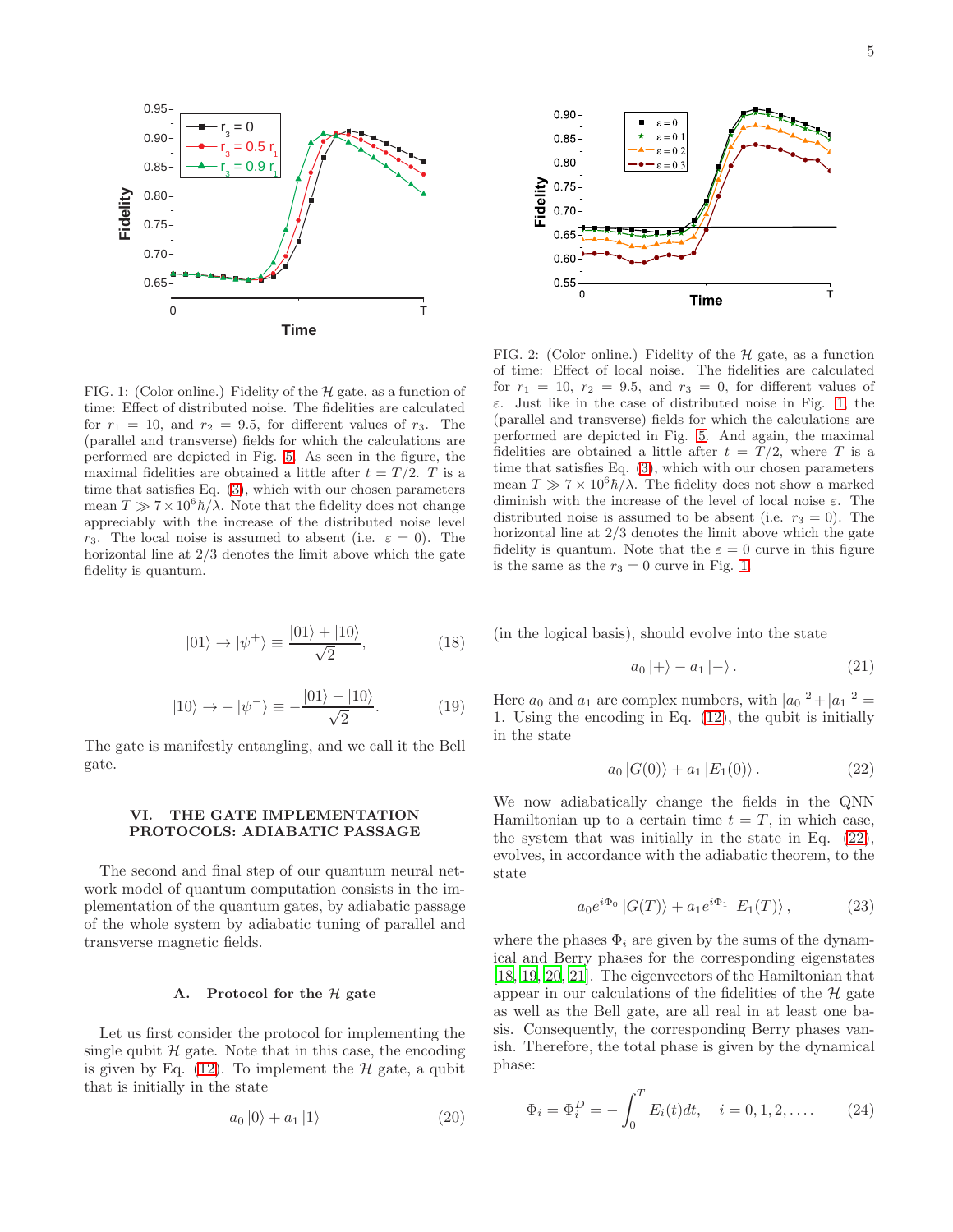FIG. 1: (Color online.) Fidelity of the $\mathcal{H}$ gate, as a function of time: Effect of distributed noise. The fidelities are calculated for $r_1 = 10$, and $r_2 = 9.5$, for different values of $r_3$. The (parallel and transverse) fields for which the calculations are performed are depicted in Fig. 5. As seen in the figure, the maximal fidelities are obtained a little after $t = T/2$. $T$ is a time that satisfies Eq. (3), which with our chosen parameters mean $T \gg 7 \times 10^6 \hbar/\lambda$. Note that the fidelity does not change appreciably with the increase of the distributed noise level $r_3$. The local noise is assumed to absent (i.e. $\varepsilon = 0$). The horizontal line at 2/3 denotes the limit above which the gate fidelity is quantum.

FIG. 2: (Color online.) Fidelity of the $\mathcal{H}$ gate, as a function of time: Effect of local noise. The fidelities are calculated for $r_1 = 10$, $r_2 = 9.5$, and $r_3 = 0$, for different values of $\varepsilon$. Just like in the case of distributed noise in Fig. 1, the (parallel and transverse) fields for which the calculations are performed are depicted in Fig. 5. And again, the maximal fidelities are obtained a little after $t = T/2$, where $T$ is a time that satisfies Eq. (3), which with our chosen parameters mean $T \gg 7 \times 10^6 \hbar/\lambda$. The fidelity does not show a marked diminish with the increase of the level of local noise $\varepsilon$. The distributed noise is assumed to be absent (i.e. $r_3 = 0$). The horizontal line at 2/3 denotes the limit above which the gate fidelity is quantum. Note that the $\varepsilon = 0$ curve in this figure is the same as the $r_3 = 0$ curve in Fig. 1.

$$|01\rangle \rightarrow |\psi^+\rangle \equiv \frac{|01\rangle + |10\rangle}{\sqrt{2}}, \tag{18}$$

$$|10\rangle \rightarrow -|\psi^-\rangle \equiv -\frac{|01\rangle - |10\rangle}{\sqrt{2}}. \tag{19}$$

The gate is manifestly entangling, and we call it the Bell gate.

## VI. THE GATE IMPLEMENTATION PROTOCOLS: ADIABATIC PASSAGE

The second and final step of our quantum neural network model of quantum computation consists in the implementation of the quantum gates, by adiabatic passage of the whole system by adiabatic tuning of parallel and transverse magnetic fields.

### A. Protocol for the $\mathcal{H}$ gate

Let us first consider the protocol for implementing the single qubit $\mathcal{H}$ gate. Note that in this case, the encoding is given by Eq. (12). To implement the $\mathcal{H}$ gate, a qubit that is initially in the state

$$a_0 |0\rangle + a_1 |1\rangle \tag{20}$$

(in the logical basis), should evolve into the state

$$a_0 |+\rangle - a_1 |-\rangle \,. \tag{21}$$

Here $a_0$ and $a_1$ are complex numbers, with $|a_0|^2 + |a_1|^2 = 1$. Using the encoding in Eq. (12), the qubit is initially in the state

$$a_0 |G(0)\rangle + a_1 |E_1(0)\rangle \,. \tag{22}$$

We now adiabatically change the fields in the QNN Hamiltonian up to a certain time $t = T$, in which case, the system that was initially in the state in Eq. (22), evolves, in accordance with the adiabatic theorem, to the state

$$a_0 e^{i\Phi_0} |G(T)\rangle + a_1 e^{i\Phi_1} |E_1(T)\rangle \,, \tag{23}$$

where the phases $\Phi_i$ are given by the sums of the dynamical and Berry phases for the corresponding eigenstates [18, 19, 20, 21]. The eigenvectors of the Hamiltonian that appear in our calculations of the fidelities of the $\mathcal{H}$ gate as well as the Bell gate, are all real in at least one basis. Consequently, the corresponding Berry phases vanish. Therefore, the total phase is given by the dynamical phase:

$$\Phi_i = \Phi_i^D = -\int_0^T E_i(t)dt, \quad i = 0, 1, 2, \ldots. \tag{24}$$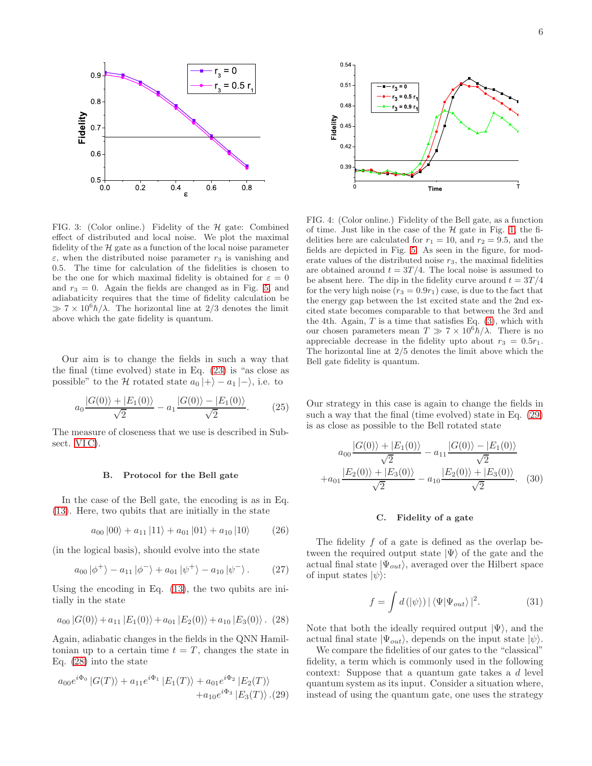FIG. 3: (Color online.) Fidelity of the $\mathcal{H}$ gate: Combined effect of distributed and local noise. We plot the maximal fidelity of the $\mathcal{H}$ gate as a function of the local noise parameter $\varepsilon$, when the distributed noise parameter $r_3$ is vanishing and 0.5. The time for calculation of the fidelities is chosen to be the one for which maximal fidelity is obtained for $\varepsilon = 0$ and $r_3 = 0$. Again the fields are changed as in Fig. 5 and adiabaticity requires that the time of fidelity calculation be $\gg 7 \times 10^6 \hbar/\lambda$. The horizontal line at 2/3 denotes the limit above which the gate fidelity is quantum.

FIG. 4: (Color online.) Fidelity of the Bell gate, as a function of time. Just like in the case of the $\mathcal{H}$ gate in Fig. 1, the fidelities here are calculated for $r_1 = 10$, and $r_2 = 9.5$, and the fields are depicted in Fig. 5. As seen in the figure, for moderate values of the distributed noise $r_3$, the maximal fidelities are obtained around $t = 3T/4$. The local noise is assumed to be absent here. The dip in the fidelity curve around $t = 3T/4$ for the very high noise ($r_3 = 0.9r_1$) case, is due to the fact that the energy gap between the 1st excited state and the 2nd excited state becomes comparable to that between the 3rd and the 4th. Again, $T$ is a time that satisfies Eq. (3), which with our chosen parameters mean $T \gg 7 \times 10^6 \hbar/\lambda$. There is no appreciable decrease in the fidelity upto about $r_3 = 0.5r_1$. The horizontal line at 2/5 denotes the limit above which the Bell gate fidelity is quantum.

Our aim is to change the fields in such a way that the final (time evolved) state in Eq. (23) is "as close as possible" to the $\mathcal{H}$ rotated state $a_0 |+\rangle - a_1 |-\rangle$, i.e. to

$$a_0 \frac{|G(0)\rangle + |E_1(0)\rangle}{\sqrt{2}} - a_1 \frac{|G(0)\rangle - |E_1(0)\rangle}{\sqrt{2}}. \quad (25)$$

The measure of closeness that we use is described in Subsect. VI C).

### B. Protocol for the Bell gate

In the case of the Bell gate, the encoding is as in Eq. (13). Here, two qubits that are initially in the state

$$a_{00} |00\rangle + a_{11} |11\rangle + a_{01} |01\rangle + a_{10} |10\rangle \quad (26)$$

(in the logical basis), should evolve into the state

$$a_{00} |\phi^+\rangle - a_{11} |\phi^-\rangle + a_{01} |\psi^+\rangle - a_{10} |\psi^-\rangle . \quad (27)$$

Using the encoding in Eq. (13), the two qubits are initially in the state

$$a_{00} |G(0)\rangle + a_{11} |E_1(0)\rangle + a_{01} |E_2(0)\rangle + a_{10} |E_3(0)\rangle . \quad (28)$$

Again, adiabatic changes in the fields in the QNN Hamiltonian up to a certain time $t = T$, changes the state in Eq. (28) into the state

$$a_{00} e^{i\Phi_0} |G(T)\rangle + a_{11} e^{i\Phi_1} |E_1(T)\rangle + a_{01} e^{i\Phi_2} |E_2(T)\rangle + a_{10} e^{i\Phi_3} |E_3(T)\rangle . \quad (29)$$

Our strategy in this case is again to change the fields in such a way that the final (time evolved) state in Eq. (29) is as close as possible to the Bell rotated state

$$a_{00} \frac{|G(0)\rangle + |E_1(0)\rangle}{\sqrt{2}} - a_{11} \frac{|G(0)\rangle - |E_1(0)\rangle}{\sqrt{2}} + a_{01} \frac{|E_2(0)\rangle + |E_3(0)\rangle}{\sqrt{2}} - a_{10} \frac{|E_2(0)\rangle + |E_3(0)\rangle}{\sqrt{2}}. \quad (30)$$

### C. Fidelity of a gate

The fidelity $f$ of a gate is defined as the overlap between the required output state $|\Psi\rangle$ of the gate and the actual final state $|\Psi_{out}\rangle$, averaged over the Hilbert space of input states $|\psi\rangle$:

$$f = \int d(|\psi\rangle) \, | \langle \Psi | \Psi_{out} \rangle |^2. \quad (31)$$

Note that both the ideally required output $|\Psi\rangle$, and the actual final state $|\Psi_{out}\rangle$, depends on the input state $|\psi\rangle$.

We compare the fidelities of our gates to the "classical" fidelity, a term which is commonly used in the following context: Suppose that a quantum gate takes a $d$ level quantum system as its input. Consider a situation where, instead of using the quantum gate, one uses the strategy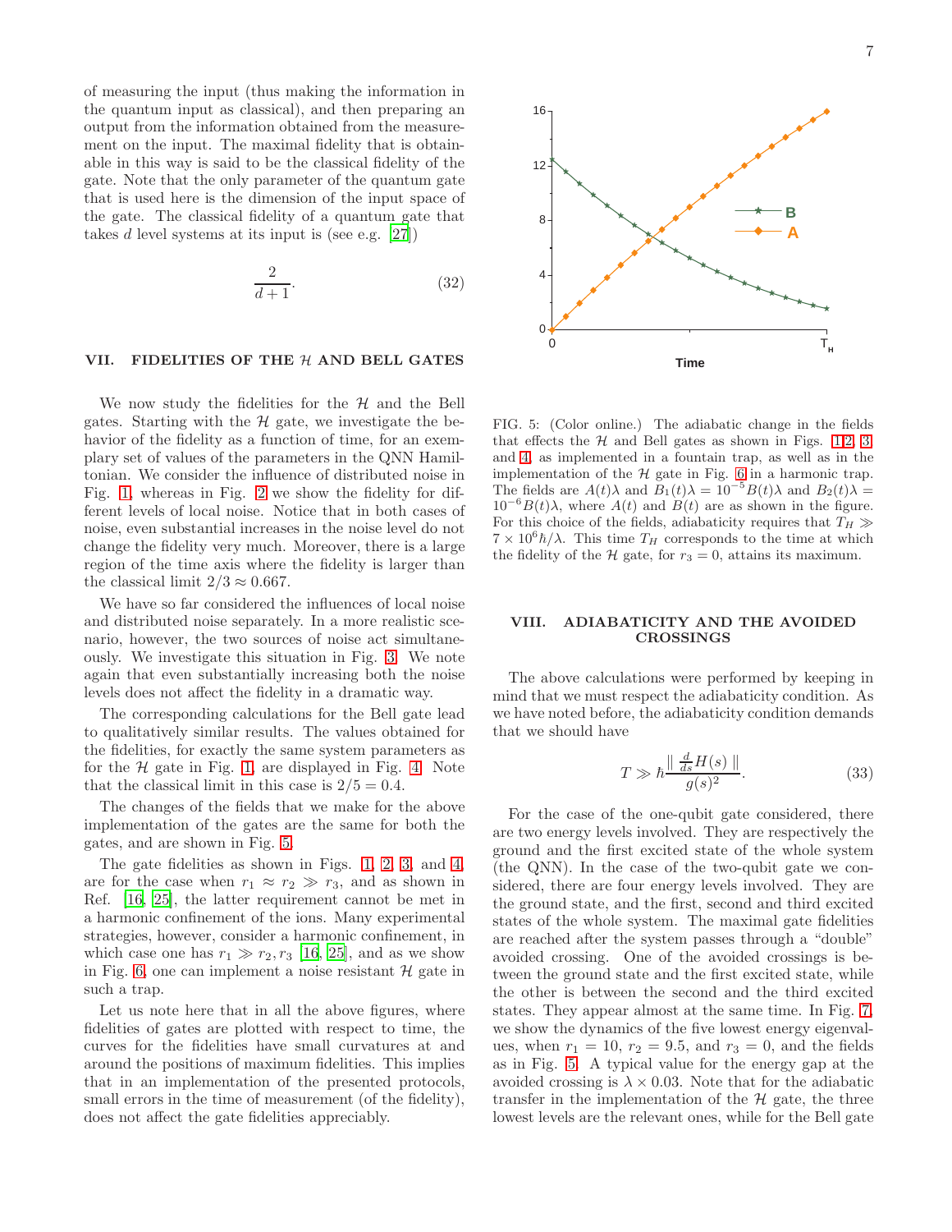of measuring the input (thus making the information in the quantum input as classical), and then preparing an output from the information obtained from the measurement on the input. The maximal fidelity that is obtainable in this way is said to be the classical fidelity of the gate. Note that the only parameter of the quantum gate that is used here is the dimension of the input space of the gate. The classical fidelity of a quantum gate that takes $d$ level systems at its input is (see e.g. [27])

$$\frac{2}{d+1}. \tag{32}$$

## VII. FIDELITIES OF THE $\mathcal{H}$ AND BELL GATES

We now study the fidelities for the $\mathcal{H}$ and the Bell gates. Starting with the $\mathcal{H}$ gate, we investigate the behavior of the fidelity as a function of time, for an exemplary set of values of the parameters in the QNN Hamiltonian. We consider the influence of distributed noise in Fig. 1, whereas in Fig. 2 we show the fidelity for different levels of local noise. Notice that in both cases of noise, even substantial increases in the noise level do not change the fidelity very much. Moreover, there is a large region of the time axis where the fidelity is larger than the classical limit $2/3 \approx 0.667$.

We have so far considered the influences of local noise and distributed noise separately. In a more realistic scenario, however, the two sources of noise act simultaneously. We investigate this situation in Fig. 3. We note again that even substantially increasing both the noise levels does not affect the fidelity in a dramatic way.

The corresponding calculations for the Bell gate lead to qualitatively similar results. The values obtained for the fidelities, for exactly the same system parameters as for the $\mathcal{H}$ gate in Fig. 1, are displayed in Fig. 4. Note that the classical limit in this case is $2/5 = 0.4$.

The changes of the fields that we make for the above implementation of the gates are the same for both the gates, and are shown in Fig. 5.

The gate fidelities as shown in Figs. 1, 2, 3, and 4, are for the case when $r_1 \approx r_2 \gg r_3$, and as shown in Ref. [16, 25], the latter requirement cannot be met in a harmonic confinement of the ions. Many experimental strategies, however, consider a harmonic confinement, in which case one has $r_1 \gg r_2, r_3$ [16, 25], and as we show in Fig. 6, one can implement a noise resistant $\mathcal{H}$ gate in such a trap.

Let us note here that in all the above figures, where fidelities of gates are plotted with respect to time, the curves for the fidelities have small curvatures at and around the positions of maximum fidelities. This implies that in an implementation of the presented protocols, small errors in the time of measurement (of the fidelity), does not affect the gate fidelities appreciably.

FIG. 5: (Color online.) The adiabatic change in the fields that effects the $\mathcal{H}$ and Bell gates as shown in Figs. 1, 2, 3, and 4, as implemented in a fountain trap, as well as in the implementation of the $\mathcal{H}$ gate in Fig. 6 in a harmonic trap. The fields are $A(t)\lambda$ and $B_1(t)\lambda = 10^{-5}B(t)\lambda$ and $B_2(t)\lambda = 10^{-6}B(t)\lambda$, where $A(t)$ and $B(t)$ are as shown in the figure. For this choice of the fields, adiabaticity requires that $T_H \gg 7 \times 10^6\hbar/\lambda$. This time $T_H$ corresponds to the time at which the fidelity of the $\mathcal{H}$ gate, for $r_3 = 0$, attains its maximum.

## VIII. ADIABATICITY AND THE AVOIDED CROSSINGS

The above calculations were performed by keeping in mind that we must respect the adiabaticity condition. As we have noted before, the adiabaticity condition demands that we should have

$$T \gg \hbar \frac{\parallel \frac{d}{ds}H(s) \parallel}{g(s)^2}. \tag{33}$$

For the case of the one-qubit gate considered, there are two energy levels involved. They are respectively the ground and the first excited state of the whole system (the QNN). In the case of the two-qubit gate we considered, there are four energy levels involved. They are the ground state, and the first, second and third excited states of the whole system. The maximal gate fidelities are reached after the system passes through a "double" avoided crossing. One of the avoided crossings is between the ground state and the first excited state, while the other is between the second and the third excited states. They appear almost at the same time. In Fig. 7, we show the dynamics of the five lowest energy eigenvalues, when $r_1 = 10$, $r_2 = 9.5$, and $r_3 = 0$, and the fields as in Fig. 5. A typical value for the energy gap at the avoided crossing is $\lambda \times 0.03$. Note that for the adiabatic transfer in the implementation of the $\mathcal{H}$ gate, the three lowest levels are the relevant ones, while for the Bell gate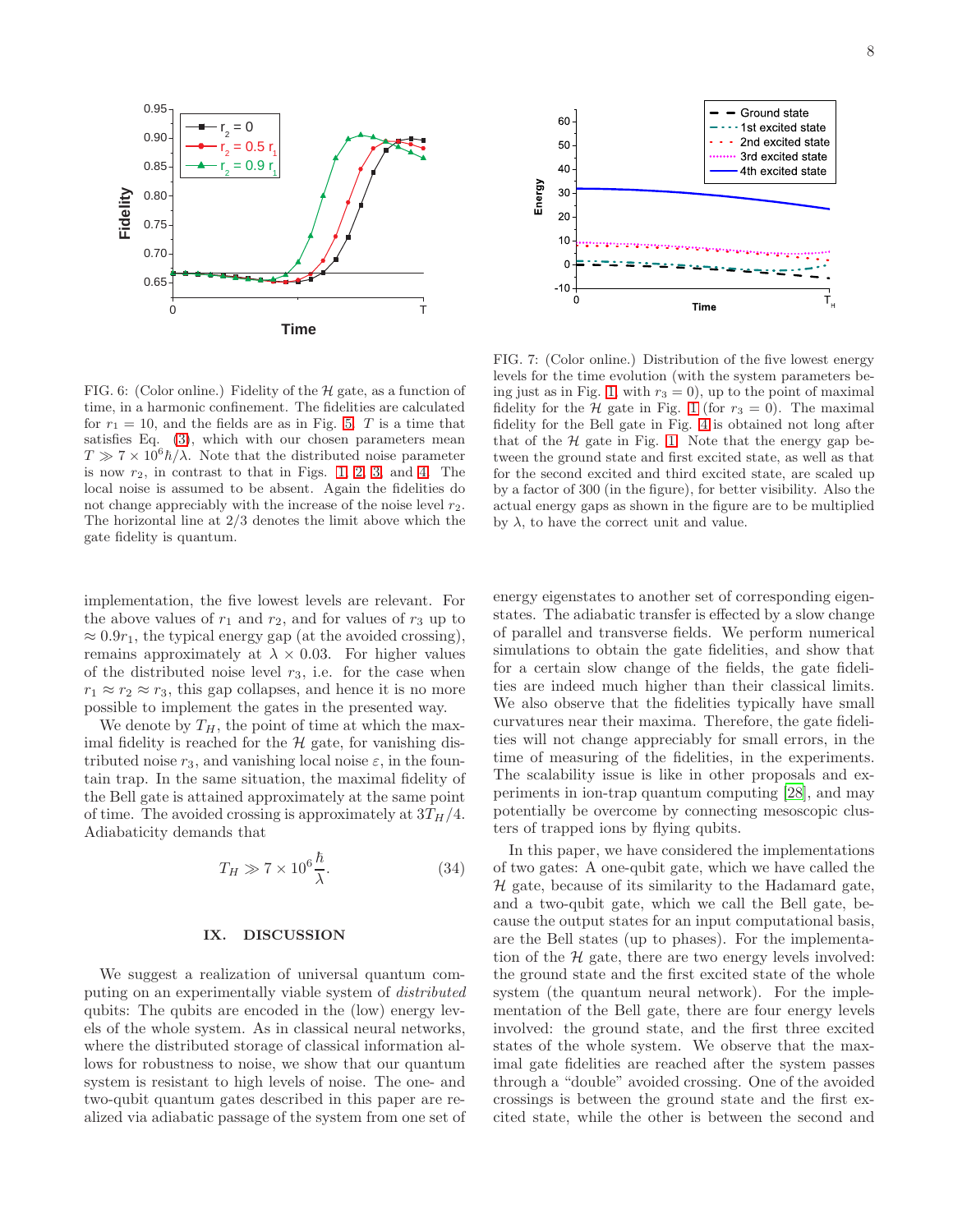FIG. 6: (Color online.) Fidelity of the $\mathcal{H}$ gate, as a function of time, in a harmonic confinement. The fidelities are calculated for $r_1 = 10$, and the fields are as in Fig. 5. $T$ is a time that satisfies Eq. (3), which with our chosen parameters mean $T \gg 7 \times 10^6 \hbar/\lambda$. Note that the distributed noise parameter is now $r_2$, in contrast to that in Figs. 1, 2, 3, and 4. The local noise is assumed to be absent. Again the fidelities do not change appreciably with the increase of the noise level $r_2$. The horizontal line at 2/3 denotes the limit above which the gate fidelity is quantum.

FIG. 7: (Color online.) Distribution of the five lowest energy levels for the time evolution (with the system parameters being just as in Fig. 1 with $r_3 = 0$), up to the point of maximal fidelity for the $\mathcal{H}$ gate in Fig. 1 (for $r_3 = 0$). The maximal fidelity for the Bell gate in Fig. 4 is obtained not long after that of the $\mathcal{H}$ gate in Fig. 1. Note that the energy gap between the ground state and first excited state, as well as that for the second excited and third excited state, are scaled up by a factor of 300 (in the figure), for better visibility. Also the actual energy gaps as shown in the figure are to be multiplied by $\lambda$, to have the correct unit and value.

implementation, the five lowest levels are relevant. For the above values of $r_1$ and $r_2$, and for values of $r_3$ up to $\approx 0.9r_1$, the typical energy gap (at the avoided crossing), remains approximately at $\lambda \times 0.03$. For higher values of the distributed noise level $r_3$, i.e. for the case when $r_1 \approx r_2 \approx r_3$, this gap collapses, and hence it is no more possible to implement the gates in the presented way.

We denote by $T_H$, the point of time at which the maximal fidelity is reached for the $\mathcal{H}$ gate, for vanishing distributed noise $r_3$, and vanishing local noise $\varepsilon$, in the fountain trap. In the same situation, the maximal fidelity of the Bell gate is attained approximately at the same point of time. The avoided crossing is approximately at $3T_H/4$. Adiabaticity demands that

$$T_H \gg 7 \times 10^6 \frac{\hbar}{\lambda}. \quad (34)$$

## IX. DISCUSSION

We suggest a realization of universal quantum computing on an experimentally viable system of *distributed* qubits: The qubits are encoded in the (low) energy levels of the whole system. As in classical neural networks, where the distributed storage of classical information allows for robustness to noise, we show that our quantum system is resistant to high levels of noise. The one- and two-qubit quantum gates described in this paper are realized via adiabatic passage of the system from one set of energy eigenstates to another set of corresponding eigenstates. The adiabatic transfer is effected by a slow change of parallel and transverse fields. We perform numerical simulations to obtain the gate fidelities, and show that for a certain slow change of the fields, the gate fidelities are indeed much higher than their classical limits. We also observe that the fidelities typically have small curvatures near their maxima. Therefore, the gate fidelities will not change appreciably for small errors, in the time of measuring of the fidelities, in the experiments. The scalability issue is like in other proposals and experiments in ion-trap quantum computing [28], and may potentially be overcome by connecting mesoscopic clusters of trapped ions by flying qubits.

In this paper, we have considered the implementations of two gates: A one-qubit gate, which we have called the $\mathcal{H}$ gate, because of its similarity to the Hadamard gate, and a two-qubit gate, which we call the Bell gate, because the output states for an input computational basis, are the Bell states (up to phases). For the implementation of the $\mathcal{H}$ gate, there are two energy levels involved: the ground state and the first excited state of the whole system (the quantum neural network). For the implementation of the Bell gate, there are four energy levels involved: the ground state, and the first three excited states of the whole system. We observe that the maximal gate fidelities are reached after the system passes through a "double" avoided crossing. One of the avoided crossings is between the ground state and the first excited state, while the other is between the second and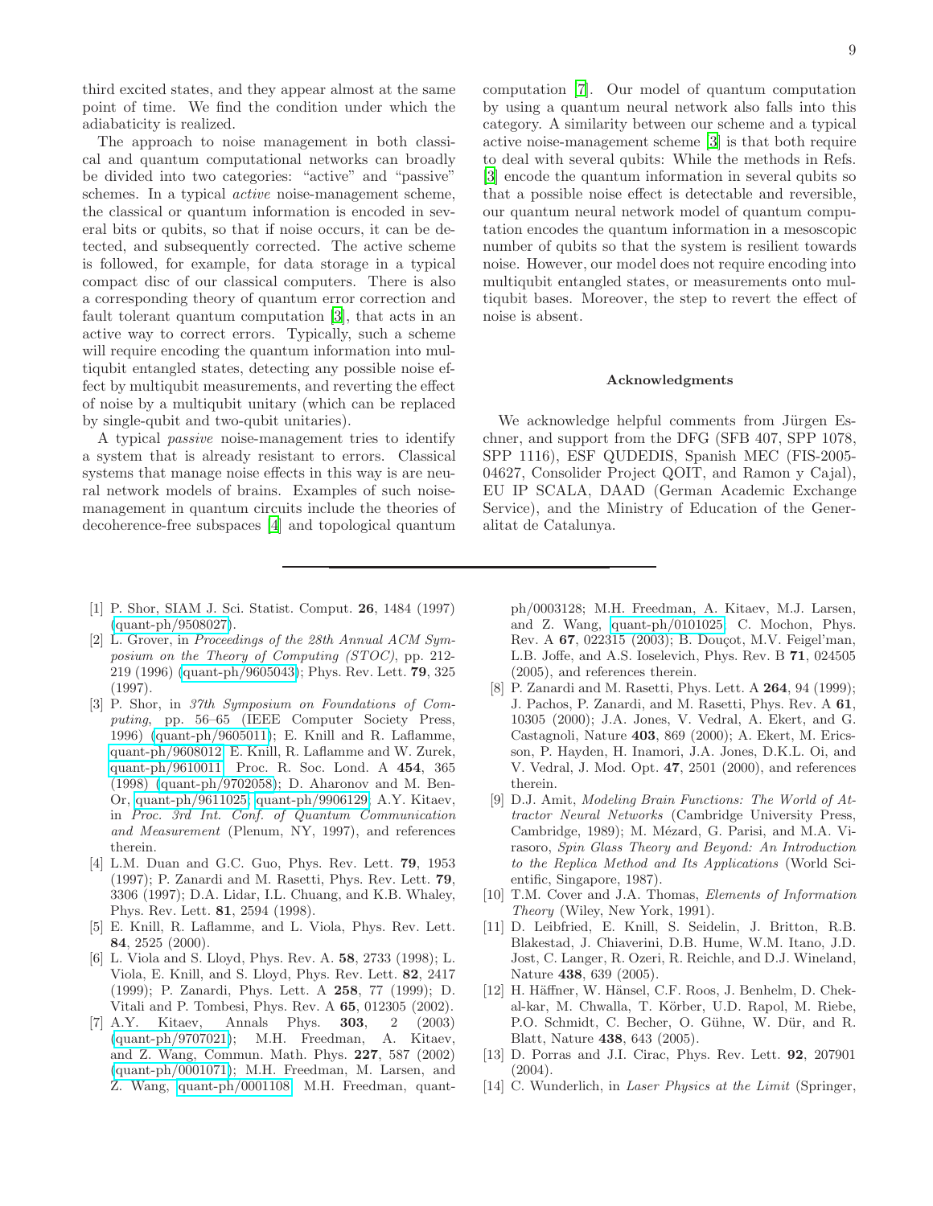third excited states, and they appear almost at the same point of time. We find the condition under which the adiabaticity is realized.

The approach to noise management in both classical and quantum computational networks can broadly be divided into two categories: "active" and "passive" schemes. In a typical *active* noise-management scheme, the classical or quantum information is encoded in several bits or qubits, so that if noise occurs, it can be detected, and subsequently corrected. The active scheme is followed, for example, for data storage in a typical compact disc of our classical computers. There is also a corresponding theory of quantum error correction and fault tolerant quantum computation [3], that acts in an active way to correct errors. Typically, such a scheme will require encoding the quantum information into multiqubit entangled states, detecting any possible noise effect by multiqubit measurements, and reverting the effect of noise by a multiqubit unitary (which can be replaced by single-qubit and two-qubit unitaries).

A typical *passive* noise-management tries to identify a system that is already resistant to errors. Classical systems that manage noise effects in this way is are neural network models of brains. Examples of such noise-management in quantum circuits include the theories of decoherence-free subspaces [4] and topological quantum computation [7]. Our model of quantum computation by using a quantum neural network also falls into this category. A similarity between our scheme and a typical active noise-management scheme [3] is that both require to deal with several qubits: While the methods in Refs. [3] encode the quantum information in several qubits so that a possible noise effect is detectable and reversible, our quantum neural network model of quantum computation encodes the quantum information in a mesoscopic number of qubits so that the system is resilient towards noise. However, our model does not require encoding into multiqubit entangled states, or measurements onto multiqubit bases. Moreover, the step to revert the effect of noise is absent.

## Acknowledgments

We acknowledge helpful comments from Jürgen Eschner, and support from the DFG (SFB 407, SPP 1078, SPP 1116), ESF QUDEDIS, Spanish MEC (FIS-2005-04627, Consolider Project QOIT, and Ramon y Cajal), EU IP SCALA, DAAD (German Academic Exchange Service), and the Ministry of Education of the Generalitat de Catalunya.

---

[1] P. Shor, SIAM J. Sci. Statist. Comput. **26**, 1484 (1997) (quant-ph/9508027).

[2] L. Grover, in *Proceedings of the 28th Annual ACM Symposium on the Theory of Computing (STOC)*, pp. 212-219 (1996) (quant-ph/9605043); Phys. Rev. Lett. **79**, 325 (1997).

[3] P. Shor, in *37th Symposium on Foundations of Computing*, pp. 56–65 (IEEE Computer Society Press, 1996) (quant-ph/9605011); E. Knill and R. Laflamme, quant-ph/9608012; E. Knill, R. Laflamme and W. Zurek, quant-ph/9610011; Proc. R. Soc. Lond. A **454**, 365 (1998) (quant-ph/9702058); D. Aharonov and M. Ben-Or, quant-ph/9611025; quant-ph/9906129; A.Y. Kitaev, in *Proc. 3rd Int. Conf. of Quantum Communication and Measurement* (Plenum, NY, 1997), and references therein.

[4] L.M. Duan and G.C. Guo, Phys. Rev. Lett. **79**, 1953 (1997); P. Zanardi and M. Rasetti, Phys. Rev. Lett. **79**, 3306 (1997); D.A. Lidar, I.L. Chuang, and K.B. Whaley, Phys. Rev. Lett. **81**, 2594 (1998).

[5] E. Knill, R. Laflamme, and L. Viola, Phys. Rev. Lett. **84**, 2525 (2000).

[6] L. Viola and S. Lloyd, Phys. Rev. A. **58**, 2733 (1998); L. Viola, E. Knill, and S. Lloyd, Phys. Rev. Lett. **82**, 2417 (1999); P. Zanardi, Phys. Lett. A **258**, 77 (1999); D. Vitali and P. Tombesi, Phys. Rev. A **65**, 012305 (2002).

[7] A.Y. Kitaev, Annals Phys. **303**, 2 (2003) (quant-ph/9707021); M.H. Freedman, A. Kitaev, and Z. Wang, Commun. Math. Phys. **227**, 587 (2002) (quant-ph/0001071); M.H. Freedman, M. Larsen, and Z. Wang, quant-ph/0001108; M.H. Freedman, quant-ph/0003128; M.H. Freedman, A. Kitaev, M.J. Larsen, and Z. Wang, quant-ph/0101025; C. Mochon, Phys. Rev. A **67**, 022315 (2003); B. Douçot, M.V. Feigel'man, L.B. Joffe, and A.S. Ioselevich, Phys. Rev. B **71**, 024505 (2005), and references therein.

[8] P. Zanardi and M. Rasetti, Phys. Lett. A **264**, 94 (1999); J. Pachos, P. Zanardi, and M. Rasetti, Phys. Rev. A **61**, 10305 (2000); J.A. Jones, V. Vedral, A. Ekert, and G. Castagnoli, Nature **403**, 869 (2000); A. Ekert, M. Ericsson, P. Hayden, H. Inamori, J.A. Jones, D.K.L. Oi, and V. Vedral, J. Mod. Opt. **47**, 2501 (2000), and references therein.

[9] D.J. Amit, *Modeling Brain Functions: The World of Attractor Neural Networks* (Cambridge University Press, Cambridge, 1989); M. Mézard, G. Parisi, and M.A. Virasoro, *Spin Glass Theory and Beyond: An Introduction to the Replica Method and Its Applications* (World Scientific, Singapore, 1987).

[10] T.M. Cover and J.A. Thomas, *Elements of Information Theory* (Wiley, New York, 1991).

[11] D. Leibfried, E. Knill, S. Seidelin, J. Britton, R.B. Blakestad, J. Chiaverini, D.B. Hume, W.M. Itano, J.D. Jost, C. Langer, R. Ozeri, R. Reichle, and D.J. Wineland, Nature **438**, 639 (2005).

[12] H. Häffner, W. Hänsel, C.F. Roos, J. Benhelm, D. Chek-al-kar, M. Chwalla, T. Körber, U.D. Rapol, M. Riebe, P.O. Schmidt, C. Becher, O. Gühne, W. Dür, and R. Blatt, Nature **438**, 643 (2005).

[13] D. Porras and J.I. Cirac, Phys. Rev. Lett. **92**, 207901 (2004).

[14] C. Wunderlich, in *Laser Physics at the Limit* (Springer,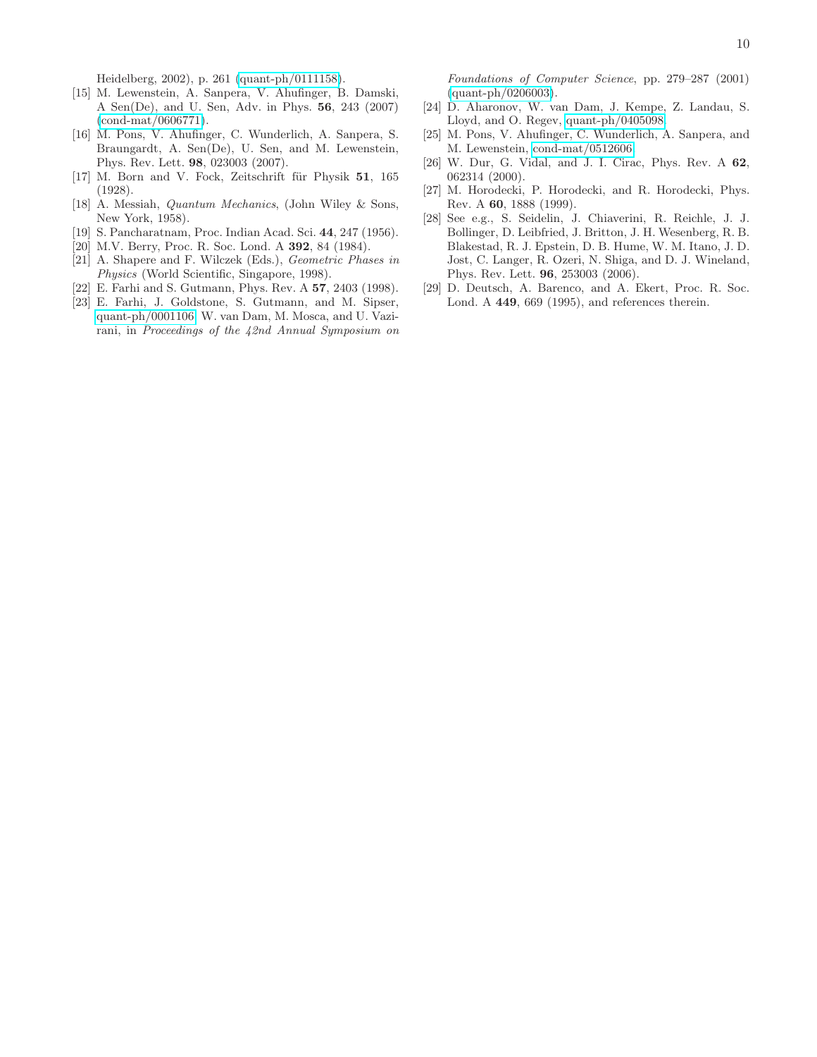Heidelberg, 2002), p. 261 (quant-ph/0111158).

[15] M. Lewenstein, A. Sanpera, V. Ahufinger, B. Damski, A Sen(De), and U. Sen, Adv. in Phys. **56**, 243 (2007) (cond-mat/0606771).

[16] M. Pons, V. Ahufinger, C. Wunderlich, A. Sanpera, S. Braungardt, A. Sen(De), U. Sen, and M. Lewenstein, Phys. Rev. Lett. **98**, 023003 (2007).

[17] M. Born and V. Fock, Zeitschrift für Physik **51**, 165 (1928).

[18] A. Messiah, *Quantum Mechanics*, (John Wiley & Sons, New York, 1958).

[19] S. Pancharatnam, Proc. Indian Acad. Sci. **44**, 247 (1956).

[20] M.V. Berry, Proc. R. Soc. Lond. A **392**, 84 (1984).

[21] A. Shapere and F. Wilczek (Eds.), *Geometric Phases in Physics* (World Scientific, Singapore, 1998).

[22] E. Farhi and S. Gutmann, Phys. Rev. A **57**, 2403 (1998).

[23] E. Farhi, J. Goldstone, S. Gutmann, and M. Sipser, quant-ph/0001106; W. van Dam, M. Mosca, and U. Vazirani, in *Proceedings of the 42nd Annual Symposium on Foundations of Computer Science*, pp. 279–287 (2001) (quant-ph/0206003).

[24] D. Aharonov, W. van Dam, J. Kempe, Z. Landau, S. Lloyd, and O. Regev, quant-ph/0405098.

[25] M. Pons, V. Ahufinger, C. Wunderlich, A. Sanpera, and M. Lewenstein, cond-mat/0512606.

[26] W. Dur, G. Vidal, and J. I. Cirac, Phys. Rev. A **62**, 062314 (2000).

[27] M. Horodecki, P. Horodecki, and R. Horodecki, Phys. Rev. A **60**, 1888 (1999).

[28] See e.g., S. Seidelin, J. Chiaverini, R. Reichle, J. J. Bollinger, D. Leibfried, J. Britton, J. H. Wesenberg, R. B. Blakestad, R. J. Epstein, D. B. Hume, W. M. Itano, J. D. Jost, C. Langer, R. Ozeri, N. Shiga, and D. J. Wineland, Phys. Rev. Lett. **96**, 253003 (2006).

[29] D. Deutsch, A. Barenco, and A. Ekert, Proc. R. Soc. Lond. A **449**, 669 (1995), and references therein.